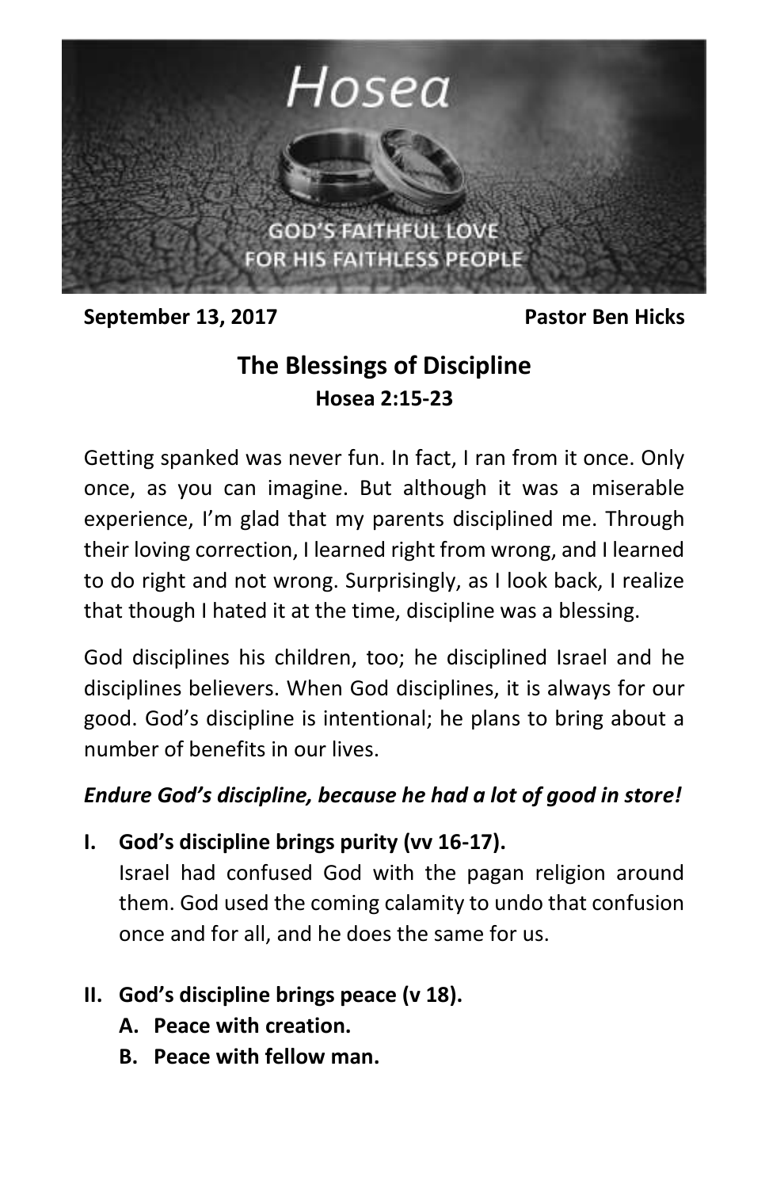# Hosea

GOD'S FAITHFUL LOVE FOR HIS FAITHLESS PEOPLE

**September 13, 2017** **Pastor Ben Hicks**

## The Blessings of Discipline

### Hosea 2:15-23

Getting spanked was never fun. In fact, I ran from it once. Only once, as you can imagine. But although it was a miserable experience, I'm glad that my parents disciplined me. Through their loving correction, I learned right from wrong, and I learned to do right and not wrong. Surprisingly, as I look back, I realize that though I hated it at the time, discipline was a blessing.

God disciplines his children, too; he disciplined Israel and he disciplines believers. When God disciplines, it is always for our good. God's discipline is intentional; he plans to bring about a number of benefits in our lives.

***Endure God's discipline, because he had a lot of good in store!***

**I. God's discipline brings purity (vv 16-17).**

Israel had confused God with the pagan religion around them. God used the coming calamity to undo that confusion once and for all, and he does the same for us.

**II. God's discipline brings peace (v 18).**

- **A. Peace with creation.**
- **B. Peace with fellow man.**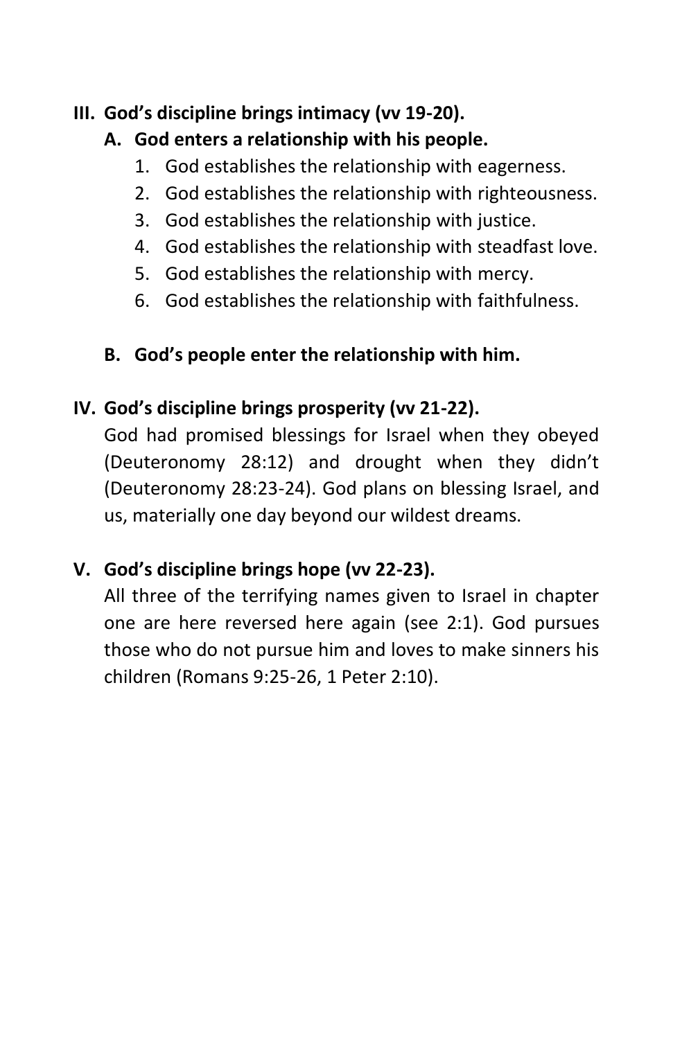**III. God's discipline brings intimacy (vv 19-20).**

**A. God enters a relationship with his people.**

1. God establishes the relationship with eagerness.
2. God establishes the relationship with righteousness.
3. God establishes the relationship with justice.
4. God establishes the relationship with steadfast love.
5. God establishes the relationship with mercy.
6. God establishes the relationship with faithfulness.

**B. God's people enter the relationship with him.**

**IV. God's discipline brings prosperity (vv 21-22).**

God had promised blessings for Israel when they obeyed (Deuteronomy 28:12) and drought when they didn't (Deuteronomy 28:23-24). God plans on blessing Israel, and us, materially one day beyond our wildest dreams.

**V. God's discipline brings hope (vv 22-23).**

All three of the terrifying names given to Israel in chapter one are here reversed here again (see 2:1). God pursues those who do not pursue him and loves to make sinners his children (Romans 9:25-26, 1 Peter 2:10).